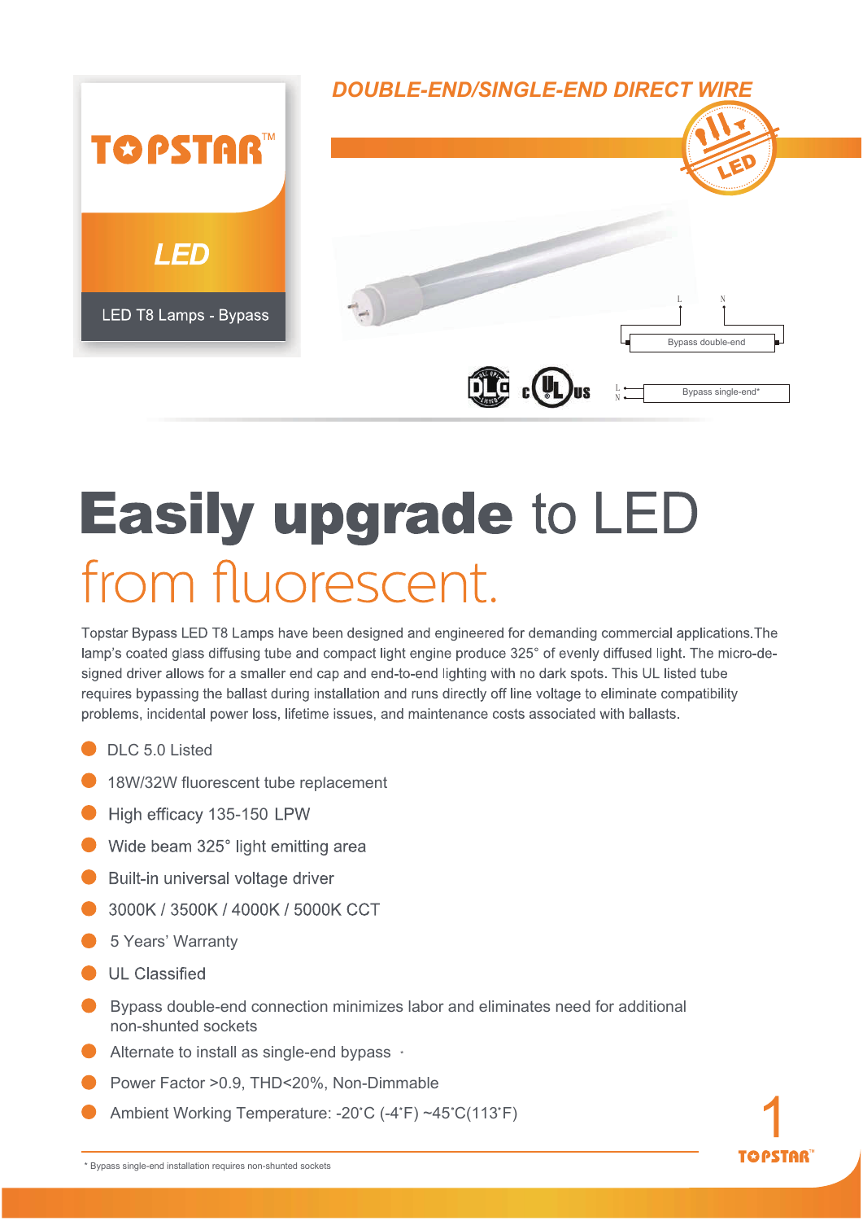TOPSTAR™

LED

LED T8 Lamps - Bypass

## DOUBLE-END/SINGLE-END DIRECT WIRE

L N

Bypass double-end

L
N

Bypass single-end*

# **Easily upgrade** to LED from fluorescent.

Topstar Bypass LED T8 Lamps have been designed and engineered for demanding commercial applications.The lamp's coated glass diffusing tube and compact light engine produce 325° of evenly diffused light. The micro-designed driver allows for a smaller end cap and end-to-end lighting with no dark spots. This UL listed tube requires bypassing the ballast during installation and runs directly off line voltage to eliminate compatibility problems, incidental power loss, lifetime issues, and maintenance costs associated with ballasts.

- DLC 5.0 Listed
- 18W/32W fluorescent tube replacement
- High efficacy 135-150 LPW
- Wide beam 325° light emitting area
- Built-in universal voltage driver
- 3000K / 3500K / 4000K / 5000K CCT
- 5 Years' Warranty
- UL Classified
- Bypass double-end connection minimizes labor and eliminates need for additional non-shunted sockets
- Alternate to install as single-end bypass ·
- Power Factor >0.9, THD<20%, Non-Dimmable
- Ambient Working Temperature: -20˚C (-4˚F) ~45˚C(113˚F)

* Bypass single-end installation requires non-shunted sockets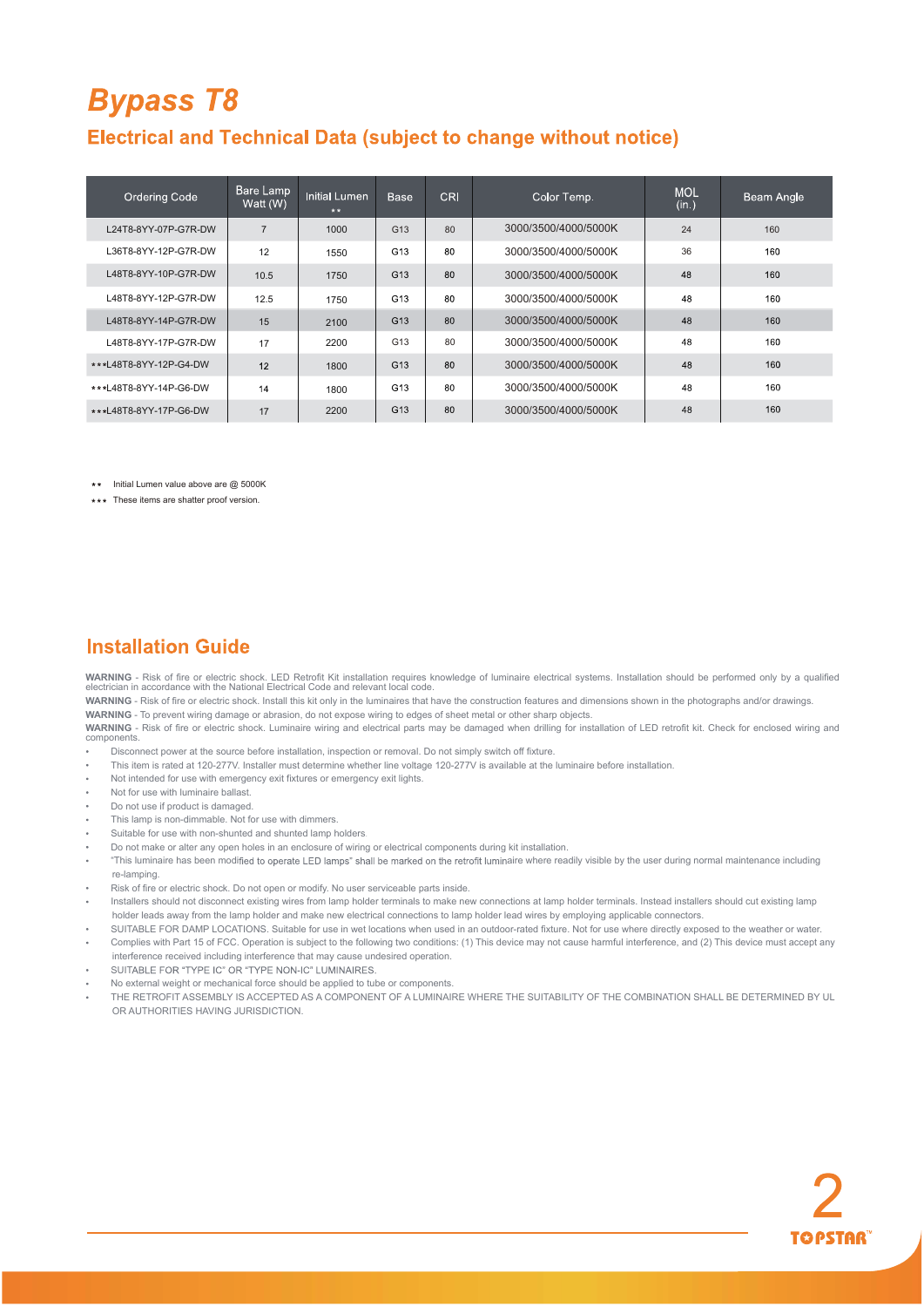# Bypass T8

## Electrical and Technical Data (subject to change without notice)

| Ordering Code | Bare Lamp Watt (W) | Initial Lumen ** | Base | CRI | Color Temp. | MOL (in.) | Beam Angle |
|---|---|---|---|---|---|---|---|
| L24T8-8YY-07P-G7R-DW | 7 | 1000 | G13 | 80 | 3000/3500/4000/5000K | 24 | 160 |
| L36T8-8YY-12P-G7R-DW | 12 | 1550 | G13 | 80 | 3000/3500/4000/5000K | 36 | 160 |
| L48T8-8YY-10P-G7R-DW | 10.5 | 1750 | G13 | 80 | 3000/3500/4000/5000K | 48 | 160 |
| L48T8-8YY-12P-G7R-DW | 12.5 | 1750 | G13 | 80 | 3000/3500/4000/5000K | 48 | 160 |
| L48T8-8YY-14P-G7R-DW | 15 | 2100 | G13 | 80 | 3000/3500/4000/5000K | 48 | 160 |
| L48T8-8YY-17P-G7R-DW | 17 | 2200 | G13 | 80 | 3000/3500/4000/5000K | 48 | 160 |
| ***L48T8-8YY-12P-G4-DW | 12 | 1800 | G13 | 80 | 3000/3500/4000/5000K | 48 | 160 |
| ***L48T8-8YY-14P-G6-DW | 14 | 1800 | G13 | 80 | 3000/3500/4000/5000K | 48 | 160 |
| ***L48T8-8YY-17P-G6-DW | 17 | 2200 | G13 | 80 | 3000/3500/4000/5000K | 48 | 160 |

** Initial Lumen value above are @ 5000K

*** These items are shatter proof version.

## Installation Guide

**WARNING** - Risk of fire or electric shock. LED Retrofit Kit installation requires knowledge of luminaire electrical systems. Installation should be performed only by a qualified electrician in accordance with the National Electrical Code and relevant local code.

**WARNING** - Risk of fire or electric shock. Install this kit only in the luminaires that have the construction features and dimensions shown in the photographs and/or drawings.

**WARNING** - To prevent wiring damage or abrasion, do not expose wiring to edges of sheet metal or other sharp objects.

**WARNING** - Risk of fire or electric shock. Luminaire wiring and electrical parts may be damaged when drilling for installation of LED retrofit kit. Check for enclosed wiring and components.

- Disconnect power at the source before installation, inspection or removal. Do not simply switch off fixture.
- This item is rated at 120-277V. Installer must determine whether line voltage 120-277V is available at the luminaire before installation.
- Not intended for use with emergency exit fixtures or emergency exit lights.
- Not for use with luminaire ballast.
- Do not use if product is damaged.
- This lamp is non-dimmable. Not for use with dimmers.
- Suitable for use with non-shunted and shunted lamp holders
- Do not make or alter any open holes in an enclosure of wiring or electrical components during kit installation.
- "This luminaire has been modified to operate LED lamps" shall be marked on the retrofit luminaire where readily visible by the user during normal maintenance including re-lamping.
- Risk of fire or electric shock. Do not open or modify. No user serviceable parts inside.
- Installers should not disconnect existing wires from lamp holder terminals to make new connections at lamp holder terminals. Instead installers should cut existing lamp holder leads away from the lamp holder and make new electrical connections to lamp holder lead wires by employing applicable connectors.
- SUITABLE FOR DAMP LOCATIONS. Suitable for use in wet locations when used in an outdoor-rated fixture. Not for use where directly exposed to the weather or water.
- Complies with Part 15 of FCC. Operation is subject to the following two conditions: (1) This device may not cause harmful interference, and (2) This device must accept any interference received including interference that may cause undesired operation.
- SUITABLE FOR "TYPE IC" OR "TYPE NON-IC" LUMINAIRES.
- No external weight or mechanical force should be applied to tube or components.
- THE RETROFIT ASSEMBLY IS ACCEPTED AS A COMPONENT OF A LUMINAIRE WHERE THE SUITABILITY OF THE COMBINATION SHALL BE DETERMINED BY UL OR AUTHORITIES HAVING JURISDICTION.